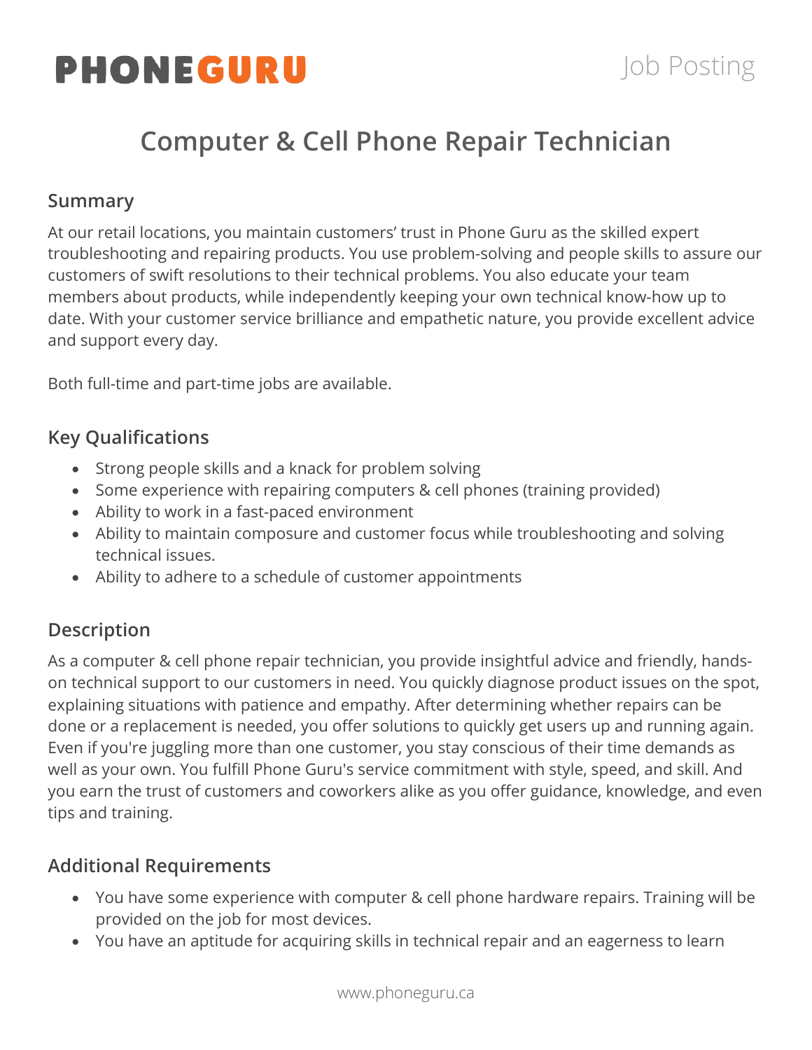**PHONEGURU**

Job Posting

# Computer & Cell Phone Repair Technician

## Summary

At our retail locations, you maintain customers' trust in Phone Guru as the skilled expert troubleshooting and repairing products. You use problem-solving and people skills to assure our customers of swift resolutions to their technical problems. You also educate your team members about products, while independently keeping your own technical know-how up to date. With your customer service brilliance and empathetic nature, you provide excellent advice and support every day.

Both full-time and part-time jobs are available.

## Key Qualifications

- Strong people skills and a knack for problem solving
- Some experience with repairing computers & cell phones (training provided)
- Ability to work in a fast-paced environment
- Ability to maintain composure and customer focus while troubleshooting and solving technical issues.
- Ability to adhere to a schedule of customer appointments

## Description

As a computer & cell phone repair technician, you provide insightful advice and friendly, hands-on technical support to our customers in need. You quickly diagnose product issues on the spot, explaining situations with patience and empathy. After determining whether repairs can be done or a replacement is needed, you offer solutions to quickly get users up and running again. Even if you're juggling more than one customer, you stay conscious of their time demands as well as your own. You fulfill Phone Guru's service commitment with style, speed, and skill. And you earn the trust of customers and coworkers alike as you offer guidance, knowledge, and even tips and training.

## Additional Requirements

- You have some experience with computer & cell phone hardware repairs. Training will be provided on the job for most devices.
- You have an aptitude for acquiring skills in technical repair and an eagerness to learn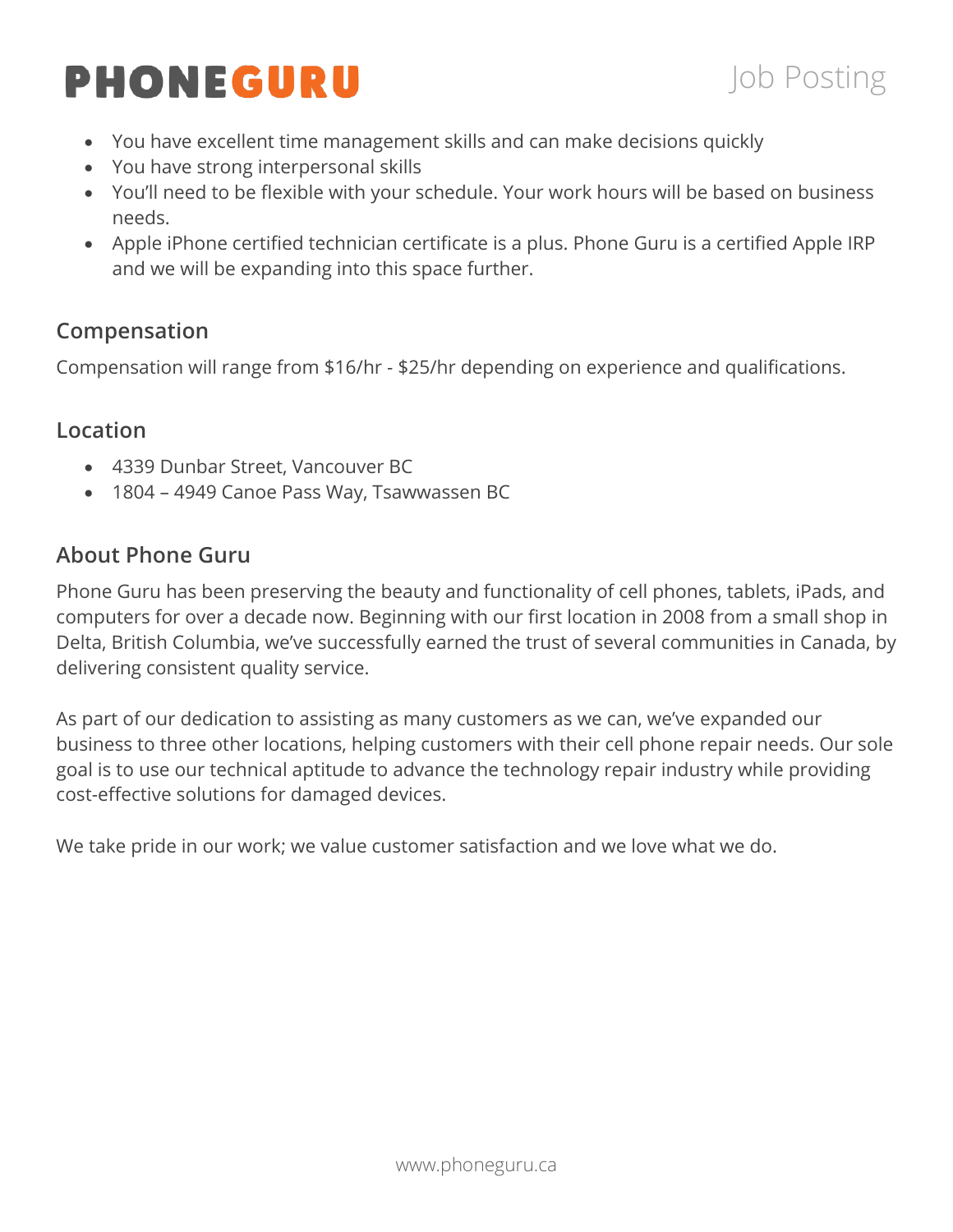- You have excellent time management skills and can make decisions quickly
- You have strong interpersonal skills
- You'll need to be flexible with your schedule. Your work hours will be based on business needs.
- Apple iPhone certified technician certificate is a plus. Phone Guru is a certified Apple IRP and we will be expanding into this space further.

## Compensation

Compensation will range from $16/hr - $25/hr depending on experience and qualifications.

## Location

- 4339 Dunbar Street, Vancouver BC
- 1804 – 4949 Canoe Pass Way, Tsawwassen BC

## About Phone Guru

Phone Guru has been preserving the beauty and functionality of cell phones, tablets, iPads, and computers for over a decade now. Beginning with our first location in 2008 from a small shop in Delta, British Columbia, we've successfully earned the trust of several communities in Canada, by delivering consistent quality service.

As part of our dedication to assisting as many customers as we can, we've expanded our business to three other locations, helping customers with their cell phone repair needs. Our sole goal is to use our technical aptitude to advance the technology repair industry while providing cost-effective solutions for damaged devices.

We take pride in our work; we value customer satisfaction and we love what we do.